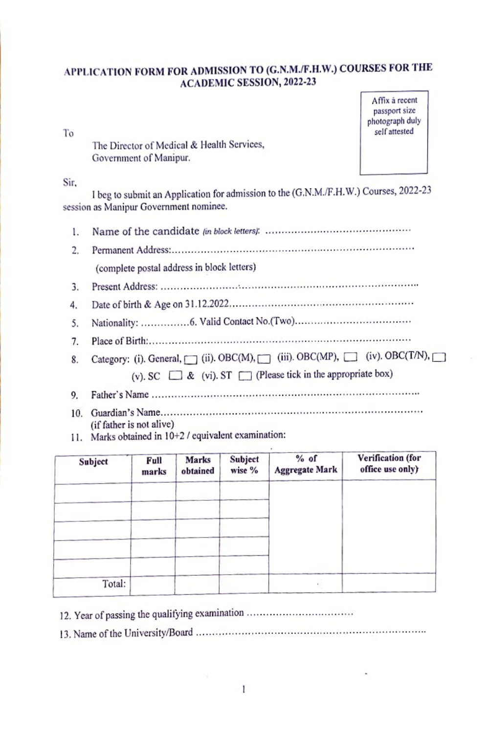# APPLICATION FORM FOR ADMISSION TO (G.N.M./F.H.W.) COURSES FOR THE ACADEMIC SESSION, 2022-23

Affix a recent passport size photograph duly self attested

To

The Director of Medical & Health Services,
Government of Manipur.

Sir,

I beg to submit an Application for admission to the (G.N.M./F.H.W.) Courses, 2022-23 session as Manipur Government nominee.

1. Name of the candidate *(in block letters)*: ...............................................
2. Permanent Address:..............................................................................
   (complete postal address in block letters)
3. Present Address: ................................................................................
4. Date of birth & Age on 31.12.2022..........................................................
5. Nationality: ...............6. Valid Contact No.(Two)......................................
7. Place of Birth:.....................................................................................
8. Category: (i). General, ☐ (ii). OBC(M), ☐ (iii). OBC(MP), ☐ (iv). OBC(T/N), ☐ (v). SC ☐ & (vi). ST ☐ (Please tick in the appropriate box)
9. Father's Name ....................................................................................
10. Guardian's Name.................................................................................
    (if father is not alive)
11. Marks obtained in 10+2 / equivalent examination:

| Subject | Full marks | Marks obtained | Subject wise % | % of Aggregate Mark | Verification (for office use only) |
|---|---|---|---|---|---|
| | | | | | |
| | | | | | |
| | | | | | |
| | | | | | |
| | | | | | |
| Total: | | | | | |

12. Year of passing the qualifying examination ................................
13. Name of the University/Board ......................................................................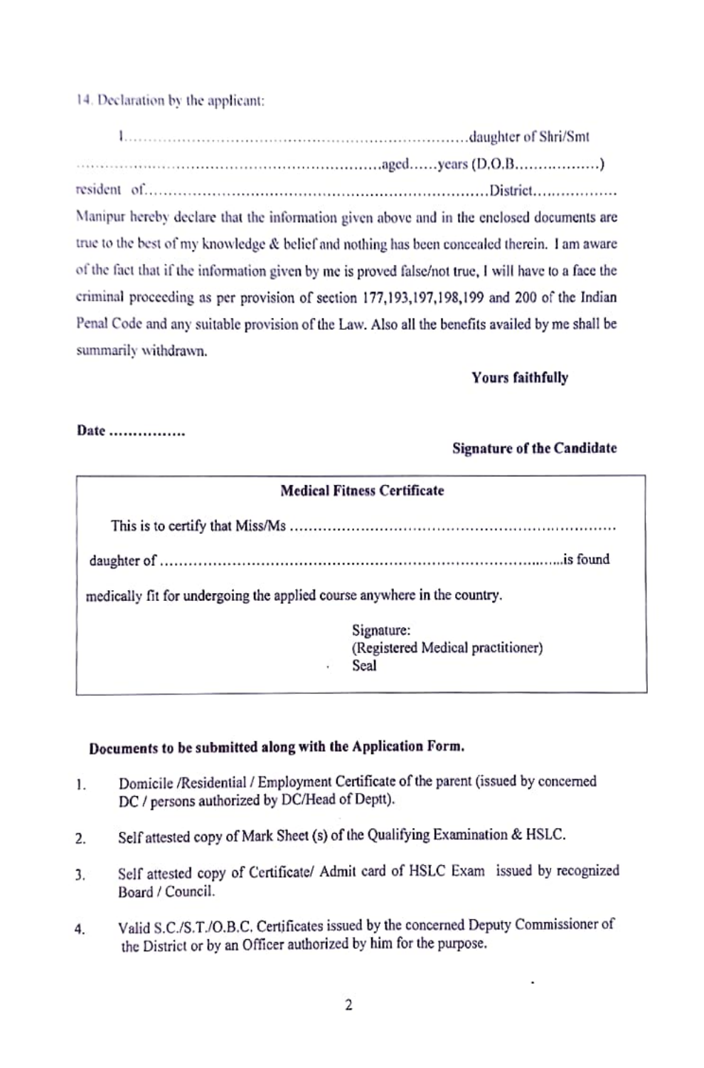14. Declaration by the applicant:

I.......................................................................daughter of Shri/Smt ..............................................................aged......years (D.O.B.................) resident of......................................................................District................. Manipur hereby declare that the information given above and in the enclosed documents are true to the best of my knowledge & belief and nothing has been concealed therein. I am aware of the fact that if the information given by me is proved false/not true, I will have to a face the criminal proceeding as per provision of section 177,193,197,198,199 and 200 of the Indian Penal Code and any suitable provision of the Law. Also all the benefits availed by me shall be summarily withdrawn.

**Yours faithfully**

**Date ................**

**Signature of the Candidate**

---

**Medical Fitness Certificate**

This is to certify that Miss/Ms ....................................................................

daughter of ...........................................................................................is found medically fit for undergoing the applied course anywhere in the country.

Signature:
(Registered Medical practitioner)
Seal

---

**Documents to be submitted along with the Application Form.**

1. Domicile /Residential / Employment Certificate of the parent (issued by concerned DC / persons authorized by DC/Head of Deptt).
2. Self attested copy of Mark Sheet (s) of the Qualifying Examination & HSLC.
3. Self attested copy of Certificate/ Admit card of HSLC Exam issued by recognized Board / Council.
4. Valid S.C./S.T./O.B.C. Certificates issued by the concerned Deputy Commissioner of the District or by an Officer authorized by him for the purpose.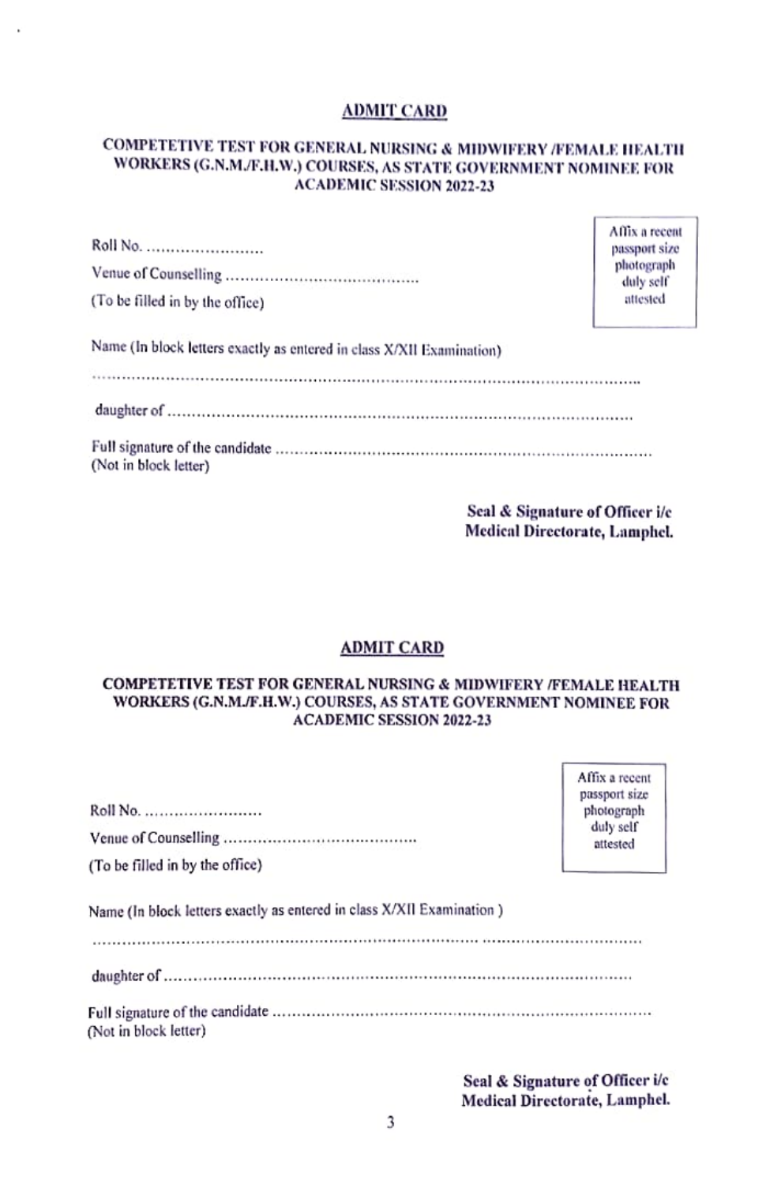## ADMIT CARD

**COMPETETIVE TEST FOR GENERAL NURSING & MIDWIFERY /FEMALE HEALTH WORKERS (G.N.M./F.H.W.) COURSES, AS STATE GOVERNMENT NOMINEE FOR ACADEMIC SESSION 2022-23**

Roll No. ……………………

Venue of Counselling ………………………………….

(To be filled in by the office)

Affix a recent passport size photograph duly self attested

Name (In block letters exactly as entered in class X/XII Examination)

……………………………………………………………………………………………………..

daughter of ………………………………………………………………………………………

Full signature of the candidate ……………………………………………………………………
(Not in block letter)

**Seal & Signature of Officer i/c**
**Medical Directorate, Lamphel.**

## ADMIT CARD

**COMPETETIVE TEST FOR GENERAL NURSING & MIDWIFERY /FEMALE HEALTH WORKERS (G.N.M./F.H.W.) COURSES, AS STATE GOVERNMENT NOMINEE FOR ACADEMIC SESSION 2022-23**

Roll No. ……………………

Venue of Counselling ………………………………….

(To be filled in by the office)

Affix a recent passport size photograph duly self attested

Name (In block letters exactly as entered in class X/XII Examination )

……………………………………………………………………………………………………..

daughter of ………………………………………………………………………………………

Full signature of the candidate ……………………………………………………………………
(Not in block letter)

**Seal & Signature of Officer i/c**
**Medical Directorate, Lamphel.**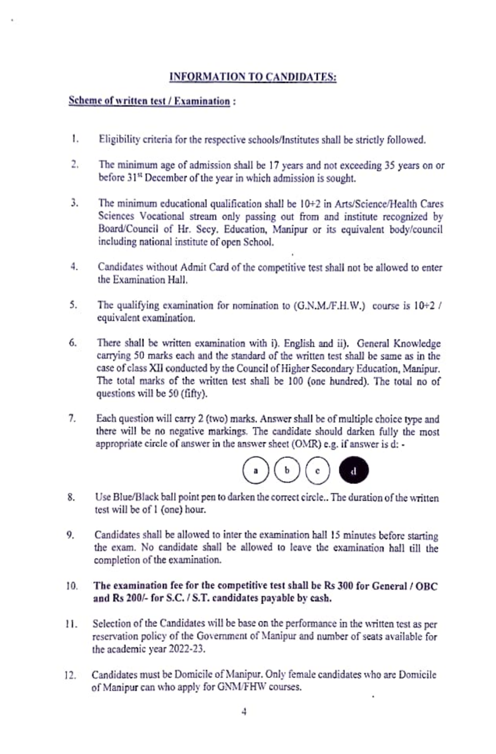**INFORMATION TO CANDIDATES:**

**Scheme of written test / Examination** :

1. Eligibility criteria for the respective schools/Institutes shall be strictly followed.

2. The minimum age of admission shall be 17 years and not exceeding 35 years on or before 31st December of the year in which admission is sought.

3. The minimum educational qualification shall be 10+2 in Arts/Science/Health Cares Sciences Vocational stream only passing out from and institute recognized by Board/Council of Hr. Secy. Education, Manipur or its equivalent body/council including national institute of open School.

4. Candidates without Admit Card of the competitive test shall not be allowed to enter the Examination Hall.

5. The qualifying examination for nomination to (G.N.M./F.H.W.) course is 10+2 / equivalent examination.

6. There shall be written examination with i). English and ii). General Knowledge carrying 50 marks each and the standard of the written test shall be same as in the case of class XII conducted by the Council of Higher Secondary Education, Manipur. The total marks of the written test shall be 100 (one hundred). The total no of questions will be 50 (fifty).

7. Each question will carry 2 (two) marks. Answer shall be of multiple choice type and there will be no negative markings. The candidate should darken fully the most appropriate circle of answer in the answer sheet (OMR) e.g. if answer is d: -

   (a) (b) (c) ● (d)

8. Use Blue/Black ball point pen to darken the correct circle.. The duration of the written test will be of 1 (one) hour.

9. Candidates shall be allowed to inter the examination hall 15 minutes before starting the exam. No candidate shall be allowed to leave the examination hall till the completion of the examination.

10. **The examination fee for the competitive test shall be Rs 300 for General / OBC and Rs 200/- for S.C. / S.T. candidates payable by cash.**

11. Selection of the Candidates will be base on the performance in the written test as per reservation policy of the Government of Manipur and number of seats available for the academic year 2022-23.

12. Candidates must be Domicile of Manipur. Only female candidates who are Domicile of Manipur can who apply for GNM/FHW courses.